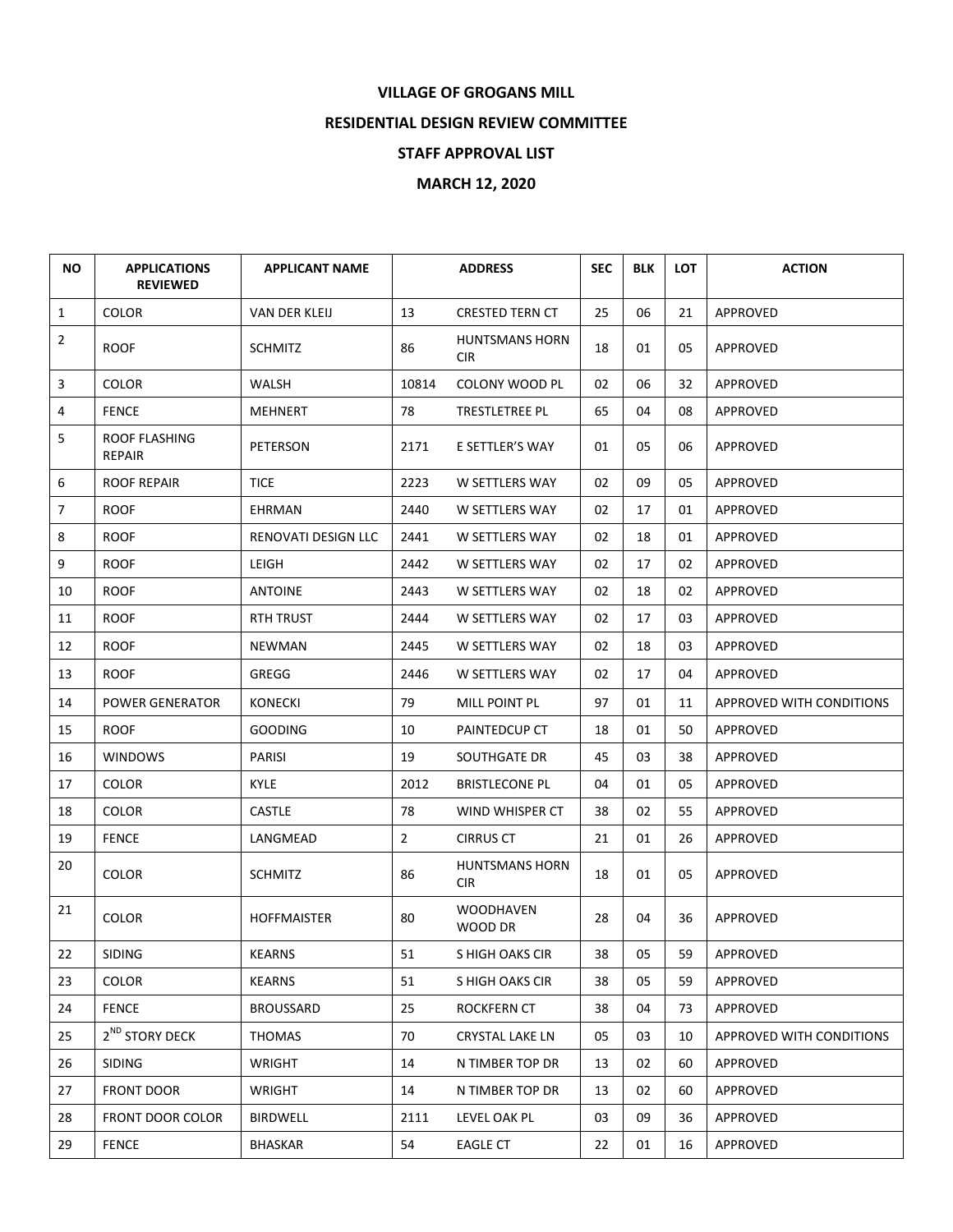# VILLAGE OF GROGANS MILL

## RESIDENTIAL DESIGN REVIEW COMMITTEE

## STAFF APPROVAL LIST

## MARCH 12, 2020

| NO | APPLICATIONS REVIEWED | APPLICANT NAME | ADDRESS | | SEC | BLK | LOT | ACTION |
|---|---|---|---|---|---|---|---|---|
| 1 | COLOR | VAN DER KLEIJ | 13 | CRESTED TERN CT | 25 | 06 | 21 | APPROVED |
| 2 | ROOF | SCHMITZ | 86 | HUNTSMANS HORN CIR | 18 | 01 | 05 | APPROVED |
| 3 | COLOR | WALSH | 10814 | COLONY WOOD PL | 02 | 06 | 32 | APPROVED |
| 4 | FENCE | MEHNERT | 78 | TRESTLETREE PL | 65 | 04 | 08 | APPROVED |
| 5 | ROOF FLASHING REPAIR | PETERSON | 2171 | E SETTLER'S WAY | 01 | 05 | 06 | APPROVED |
| 6 | ROOF REPAIR | TICE | 2223 | W SETTLERS WAY | 02 | 09 | 05 | APPROVED |
| 7 | ROOF | EHRMAN | 2440 | W SETTLERS WAY | 02 | 17 | 01 | APPROVED |
| 8 | ROOF | RENOVATI DESIGN LLC | 2441 | W SETTLERS WAY | 02 | 18 | 01 | APPROVED |
| 9 | ROOF | LEIGH | 2442 | W SETTLERS WAY | 02 | 17 | 02 | APPROVED |
| 10 | ROOF | ANTOINE | 2443 | W SETTLERS WAY | 02 | 18 | 02 | APPROVED |
| 11 | ROOF | RTH TRUST | 2444 | W SETTLERS WAY | 02 | 17 | 03 | APPROVED |
| 12 | ROOF | NEWMAN | 2445 | W SETTLERS WAY | 02 | 18 | 03 | APPROVED |
| 13 | ROOF | GREGG | 2446 | W SETTLERS WAY | 02 | 17 | 04 | APPROVED |
| 14 | POWER GENERATOR | KONECKI | 79 | MILL POINT PL | 97 | 01 | 11 | APPROVED WITH CONDITIONS |
| 15 | ROOF | GOODING | 10 | PAINTEDCUP CT | 18 | 01 | 50 | APPROVED |
| 16 | WINDOWS | PARISI | 19 | SOUTHGATE DR | 45 | 03 | 38 | APPROVED |
| 17 | COLOR | KYLE | 2012 | BRISTLECONE PL | 04 | 01 | 05 | APPROVED |
| 18 | COLOR | CASTLE | 78 | WIND WHISPER CT | 38 | 02 | 55 | APPROVED |
| 19 | FENCE | LANGMEAD | 2 | CIRRUS CT | 21 | 01 | 26 | APPROVED |
| 20 | COLOR | SCHMITZ | 86 | HUNTSMANS HORN CIR | 18 | 01 | 05 | APPROVED |
| 21 | COLOR | HOFFMAISTER | 80 | WOODHAVEN WOOD DR | 28 | 04 | 36 | APPROVED |
| 22 | SIDING | KEARNS | 51 | S HIGH OAKS CIR | 38 | 05 | 59 | APPROVED |
| 23 | COLOR | KEARNS | 51 | S HIGH OAKS CIR | 38 | 05 | 59 | APPROVED |
| 24 | FENCE | BROUSSARD | 25 | ROCKFERN CT | 38 | 04 | 73 | APPROVED |
| 25 | 2ND STORY DECK | THOMAS | 70 | CRYSTAL LAKE LN | 05 | 03 | 10 | APPROVED WITH CONDITIONS |
| 26 | SIDING | WRIGHT | 14 | N TIMBER TOP DR | 13 | 02 | 60 | APPROVED |
| 27 | FRONT DOOR | WRIGHT | 14 | N TIMBER TOP DR | 13 | 02 | 60 | APPROVED |
| 28 | FRONT DOOR COLOR | BIRDWELL | 2111 | LEVEL OAK PL | 03 | 09 | 36 | APPROVED |
| 29 | FENCE | BHASKAR | 54 | EAGLE CT | 22 | 01 | 16 | APPROVED |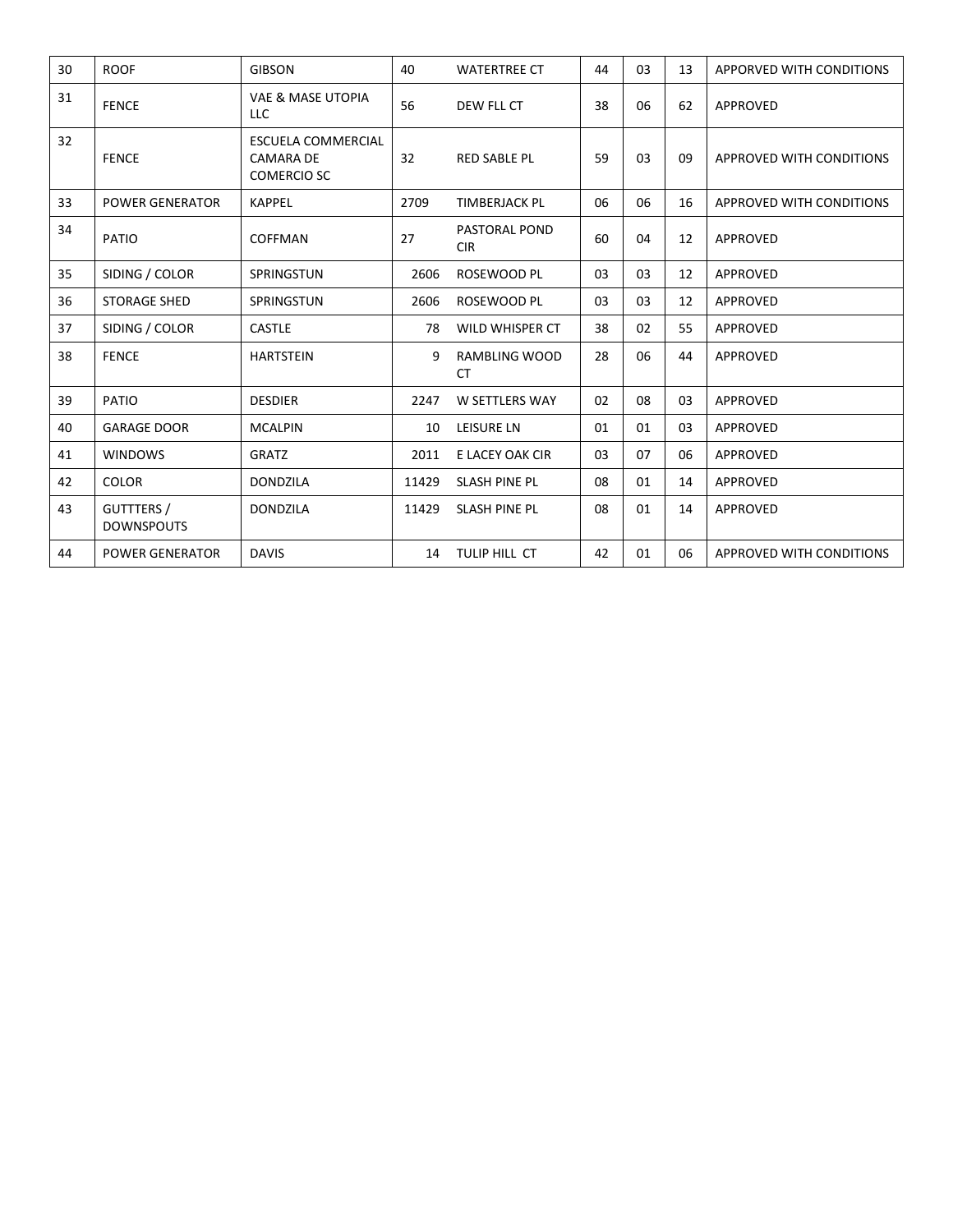| | | | | | | | | |
|---|---|---|---|---|---|---|---|---|
| 30 | ROOF | GIBSON | 40 | WATERTREE CT | 44 | 03 | 13 | APPORVED WITH CONDITIONS |
| 31 | FENCE | VAE & MASE UTOPIA LLC | 56 | DEW FLL CT | 38 | 06 | 62 | APPROVED |
| 32 | FENCE | ESCUELA COMMERCIAL CAMARA DE COMERCIO SC | 32 | RED SABLE PL | 59 | 03 | 09 | APPROVED WITH CONDITIONS |
| 33 | POWER GENERATOR | KAPPEL | 2709 | TIMBERJACK PL | 06 | 06 | 16 | APPROVED WITH CONDITIONS |
| 34 | PATIO | COFFMAN | 27 | PASTORAL POND CIR | 60 | 04 | 12 | APPROVED |
| 35 | SIDING / COLOR | SPRINGSTUN | 2606 | ROSEWOOD PL | 03 | 03 | 12 | APPROVED |
| 36 | STORAGE SHED | SPRINGSTUN | 2606 | ROSEWOOD PL | 03 | 03 | 12 | APPROVED |
| 37 | SIDING / COLOR | CASTLE | 78 | WILD WHISPER CT | 38 | 02 | 55 | APPROVED |
| 38 | FENCE | HARTSTEIN | 9 | RAMBLING WOOD CT | 28 | 06 | 44 | APPROVED |
| 39 | PATIO | DESDIER | 2247 | W SETTLERS WAY | 02 | 08 | 03 | APPROVED |
| 40 | GARAGE DOOR | MCALPIN | 10 | LEISURE LN | 01 | 01 | 03 | APPROVED |
| 41 | WINDOWS | GRATZ | 2011 | E LACEY OAK CIR | 03 | 07 | 06 | APPROVED |
| 42 | COLOR | DONDZILA | 11429 | SLASH PINE PL | 08 | 01 | 14 | APPROVED |
| 43 | GUTTTERS / DOWNSPOUTS | DONDZILA | 11429 | SLASH PINE PL | 08 | 01 | 14 | APPROVED |
| 44 | POWER GENERATOR | DAVIS | 14 | TULIP HILL CT | 42 | 01 | 06 | APPROVED WITH CONDITIONS |